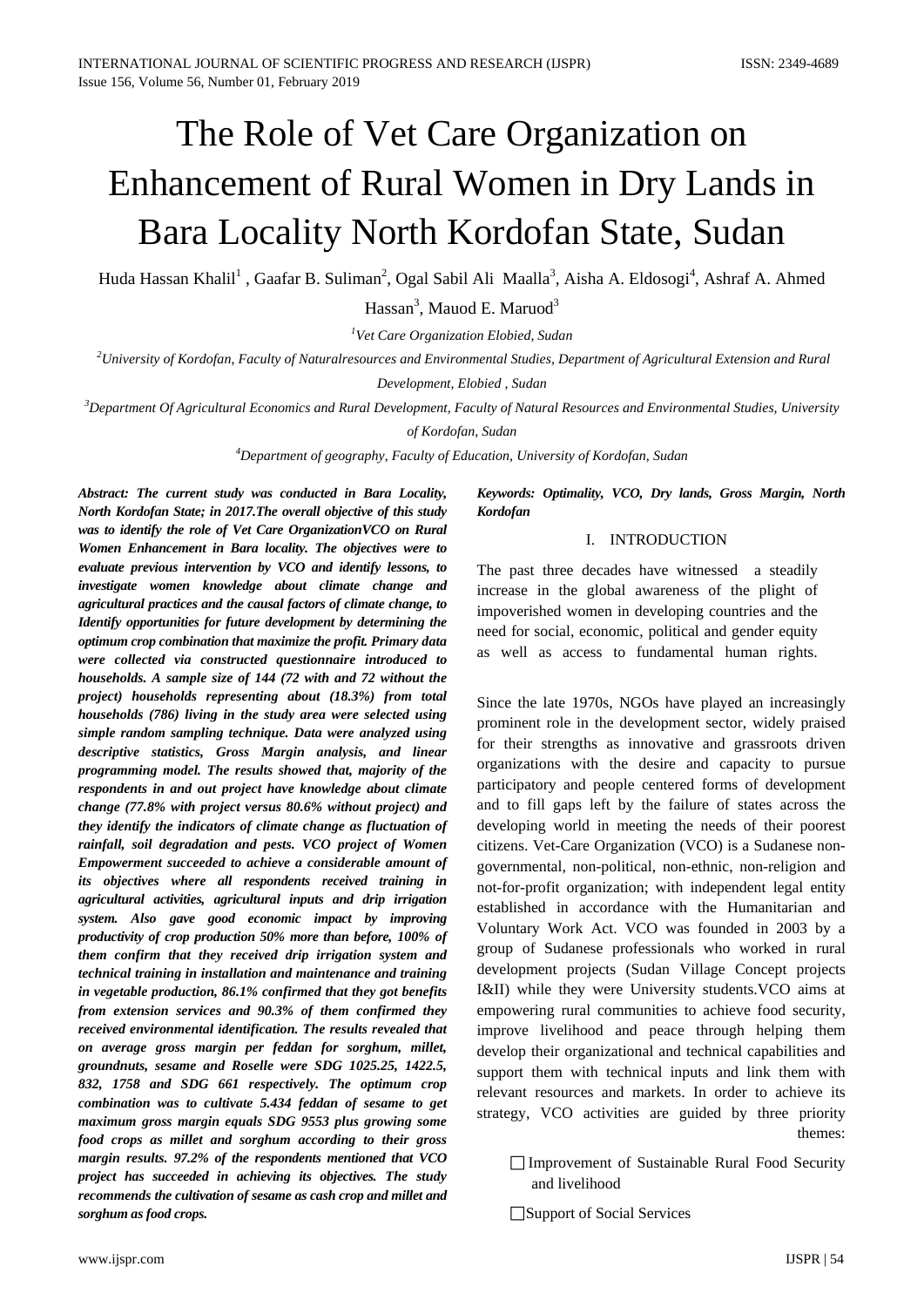# The Role of Vet Care Organization on Enhancement of Rural Women in Dry Lands in Bara Locality North Kordofan State, Sudan

Huda Hassan Khalil[1], Gaafar B. Suliman[2], Ogal Sabil Ali Maalla[3], Aisha A. Eldosogi[4], Ashraf A. Ahmed Hassan[3], Mauod E. Maruod[3]

[1]*Vet Care Organization Elobied, Sudan*

[2]*University of Kordofan, Faculty of Naturalresources and Environmental Studies, Department of Agricultural Extension and Rural Development, Elobied , Sudan*

[3]*Department Of Agricultural Economics and Rural Development, Faculty of Natural Resources and Environmental Studies, University of Kordofan, Sudan*

[4]*Department of geography, Faculty of Education, University of Kordofan, Sudan*

***Abstract:** The current study was conducted in Bara Locality, North Kordofan State; in 2017.The overall objective of this study was to identify the role of Vet Care OrganizationVCO on Rural Women Enhancement in Bara locality. The objectives were to evaluate previous intervention by VCO and identify lessons, to investigate women knowledge about climate change and agricultural practices and the causal factors of climate change, to Identify opportunities for future development by determining the optimum crop combination that maximize the profit. Primary data were collected via constructed questionnaire introduced to households. A sample size of 144 (72 with and 72 without the project) households representing about (18.3%) from total households (786) living in the study area were selected using simple random sampling technique. Data were analyzed using descriptive statistics, Gross Margin analysis, and linear programming model. The results showed that, majority of the respondents in and out project have knowledge about climate change (77.8% with project versus 80.6% without project) and they identify the indicators of climate change as fluctuation of rainfall, soil degradation and pests. VCO project of Women Empowerment succeeded to achieve a considerable amount of its objectives where all respondents received training in agricultural activities, agricultural inputs and drip irrigation system. Also gave good economic impact by improving productivity of crop production 50% more than before, 100% of them confirm that they received drip irrigation system and technical training in installation and maintenance and training in vegetable production, 86.1% confirmed that they got benefits from extension services and 90.3% of them confirmed they received environmental identification. The results revealed that on average gross margin per feddan for sorghum, millet, groundnuts, sesame and Roselle were SDG 1025.25, 1422.5, 832, 1758 and SDG 661 respectively. The optimum crop combination was to cultivate 5.434 feddan of sesame to get maximum gross margin equals SDG 9553 plus growing some food crops as millet and sorghum according to their gross margin results. 97.2% of the respondents mentioned that VCO project has succeeded in achieving its objectives. The study recommends the cultivation of sesame as cash crop and millet and sorghum as food crops.***

***Keywords:** Optimality, VCO, Dry lands, Gross Margin, North Kordofan*

## I. INTRODUCTION

The past three decades have witnessed a steadily increase in the global awareness of the plight of impoverished women in developing countries and the need for social, economic, political and gender equity as well as access to fundamental human rights.

Since the late 1970s, NGOs have played an increasingly prominent role in the development sector, widely praised for their strengths as innovative and grassroots driven organizations with the desire and capacity to pursue participatory and people centered forms of development and to fill gaps left by the failure of states across the developing world in meeting the needs of their poorest citizens. Vet-Care Organization (VCO) is a Sudanese non-governmental, non-political, non-ethnic, non-religion and not-for-profit organization; with independent legal entity established in accordance with the Humanitarian and Voluntary Work Act. VCO was founded in 2003 by a group of Sudanese professionals who worked in rural development projects (Sudan Village Concept projects I&II) while they were University students.VCO aims at empowering rural communities to achieve food security, improve livelihood and peace through helping them develop their organizational and technical capabilities and support them with technical inputs and link them with relevant resources and markets. In order to achieve its strategy, VCO activities are guided by three priority themes:

- Improvement of Sustainable Rural Food Security and livelihood
- Support of Social Services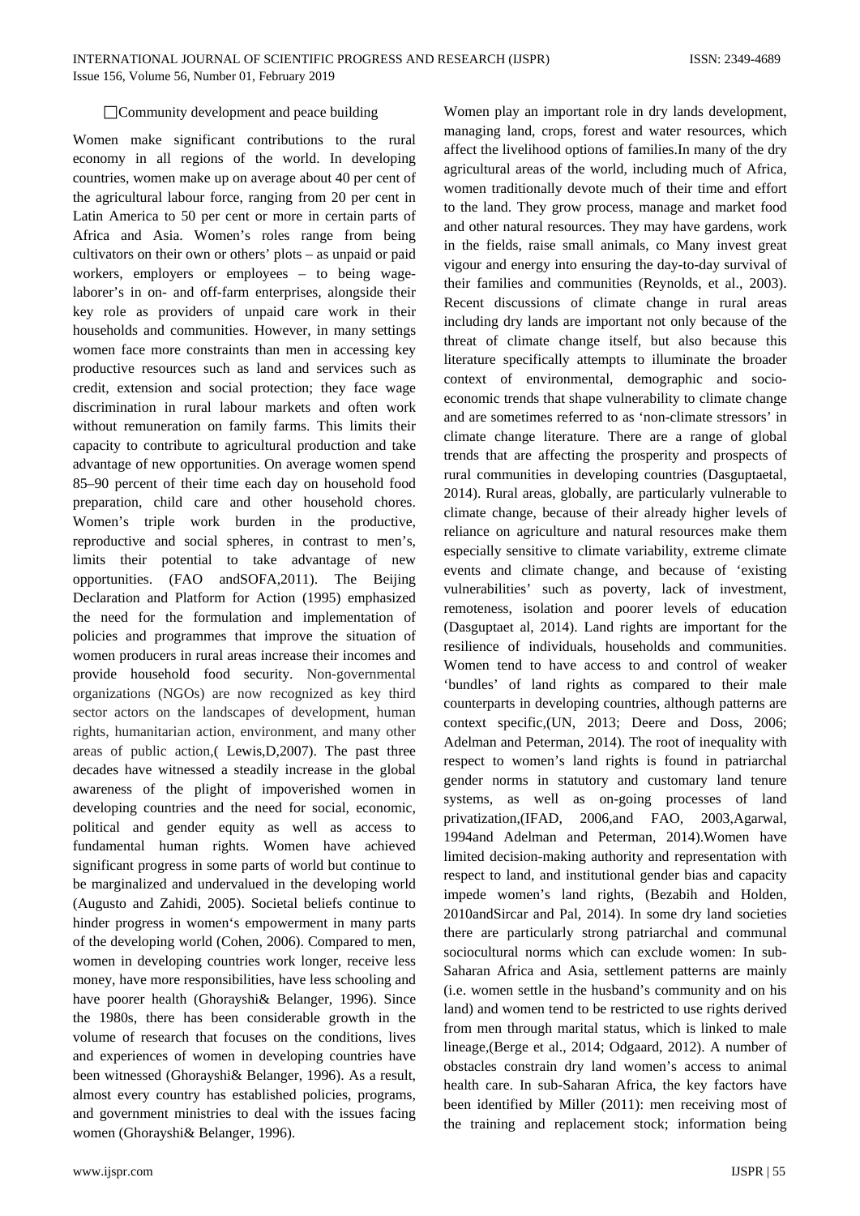- Community development and peace building

Women make significant contributions to the rural economy in all regions of the world. In developing countries, women make up on average about 40 per cent of the agricultural labour force, ranging from 20 per cent in Latin America to 50 per cent or more in certain parts of Africa and Asia. Women's roles range from being cultivators on their own or others' plots – as unpaid or paid workers, employers or employees – to being wage-laborer's in on- and off-farm enterprises, alongside their key role as providers of unpaid care work in their households and communities. However, in many settings women face more constraints than men in accessing key productive resources such as land and services such as credit, extension and social protection; they face wage discrimination in rural labour markets and often work without remuneration on family farms. This limits their capacity to contribute to agricultural production and take advantage of new opportunities. On average women spend 85–90 percent of their time each day on household food preparation, child care and other household chores. Women's triple work burden in the productive, reproductive and social spheres, in contrast to men's, limits their potential to take advantage of new opportunities. (FAO andSOFA,2011). The Beijing Declaration and Platform for Action (1995) emphasized the need for the formulation and implementation of policies and programmes that improve the situation of women producers in rural areas increase their incomes and provide household food security. Non-governmental organizations (NGOs) are now recognized as key third sector actors on the landscapes of development, human rights, humanitarian action, environment, and many other areas of public action,( Lewis,D,2007). The past three decades have witnessed a steadily increase in the global awareness of the plight of impoverished women in developing countries and the need for social, economic, political and gender equity as well as access to fundamental human rights. Women have achieved significant progress in some parts of world but continue to be marginalized and undervalued in the developing world (Augusto and Zahidi, 2005). Societal beliefs continue to hinder progress in women's empowerment in many parts of the developing world (Cohen, 2006). Compared to men, women in developing countries work longer, receive less money, have more responsibilities, have less schooling and have poorer health (Ghorayshi& Belanger, 1996). Since the 1980s, there has been considerable growth in the volume of research that focuses on the conditions, lives and experiences of women in developing countries have been witnessed (Ghorayshi& Belanger, 1996). As a result, almost every country has established policies, programs, and government ministries to deal with the issues facing women (Ghorayshi& Belanger, 1996).

Women play an important role in dry lands development, managing land, crops, forest and water resources, which affect the livelihood options of families.In many of the dry agricultural areas of the world, including much of Africa, women traditionally devote much of their time and effort to the land. They grow process, manage and market food and other natural resources. They may have gardens, work in the fields, raise small animals, co Many invest great vigour and energy into ensuring the day-to-day survival of their families and communities (Reynolds, et al., 2003). Recent discussions of climate change in rural areas including dry lands are important not only because of the threat of climate change itself, but also because this literature specifically attempts to illuminate the broader context of environmental, demographic and socio-economic trends that shape vulnerability to climate change and are sometimes referred to as 'non-climate stressors' in climate change literature. There are a range of global trends that are affecting the prosperity and prospects of rural communities in developing countries (Dasguptaetal, 2014). Rural areas, globally, are particularly vulnerable to climate change, because of their already higher levels of reliance on agriculture and natural resources make them especially sensitive to climate variability, extreme climate events and climate change, and because of 'existing vulnerabilities' such as poverty, lack of investment, remoteness, isolation and poorer levels of education (Dasguptaet al, 2014). Land rights are important for the resilience of individuals, households and communities. Women tend to have access to and control of weaker 'bundles' of land rights as compared to their male counterparts in developing countries, although patterns are context specific,(UN, 2013; Deere and Doss, 2006; Adelman and Peterman, 2014). The root of inequality with respect to women's land rights is found in patriarchal gender norms in statutory and customary land tenure systems, as well as on-going processes of land privatization,(IFAD, 2006,and FAO, 2003,Agarwal, 1994and Adelman and Peterman, 2014).Women have limited decision-making authority and representation with respect to land, and institutional gender bias and capacity impede women's land rights, (Bezabih and Holden, 2010andSircar and Pal, 2014). In some dry land societies there are particularly strong patriarchal and communal sociocultural norms which can exclude women: In sub-Saharan Africa and Asia, settlement patterns are mainly (i.e. women settle in the husband's community and on his land) and women tend to be restricted to use rights derived from men through marital status, which is linked to male lineage,(Berge et al., 2014; Odgaard, 2012). A number of obstacles constrain dry land women's access to animal health care. In sub-Saharan Africa, the key factors have been identified by Miller (2011): men receiving most of the training and replacement stock; information being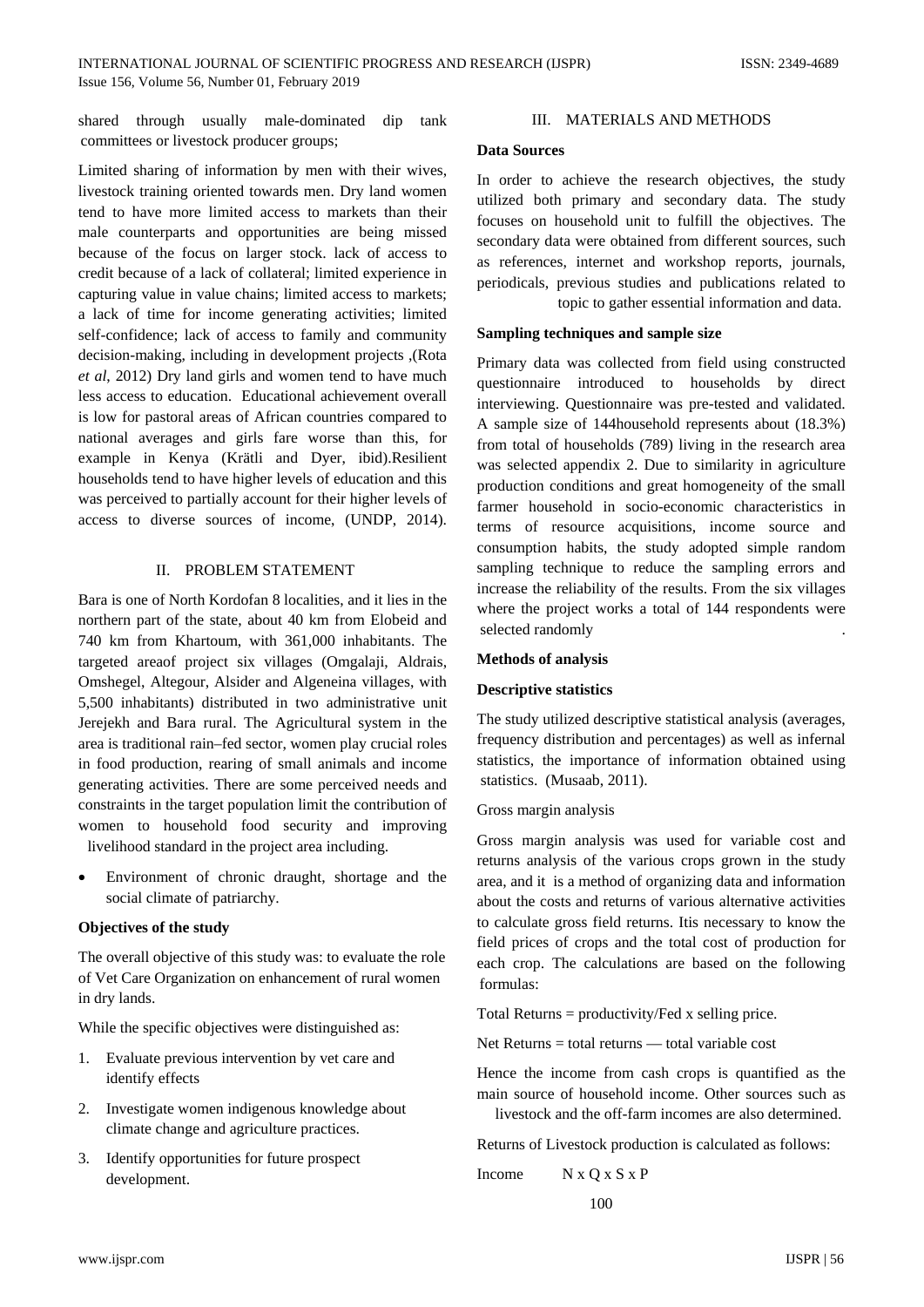shared through usually male-dominated dip tank committees or livestock producer groups;

Limited sharing of information by men with their wives, livestock training oriented towards men. Dry land women tend to have more limited access to markets than their male counterparts and opportunities are being missed because of the focus on larger stock. lack of access to credit because of a lack of collateral; limited experience in capturing value in value chains; limited access to markets; a lack of time for income generating activities; limited self-confidence; lack of access to family and community decision-making, including in development projects ,(Rota *et al*, 2012) Dry land girls and women tend to have much less access to education. Educational achievement overall is low for pastoral areas of African countries compared to national averages and girls fare worse than this, for example in Kenya (Krätli and Dyer, ibid).Resilient households tend to have higher levels of education and this was perceived to partially account for their higher levels of access to diverse sources of income, (UNDP, 2014).

## II. PROBLEM STATEMENT

Bara is one of North Kordofan 8 localities, and it lies in the northern part of the state, about 40 km from Elobeid and 740 km from Khartoum, with 361,000 inhabitants. The targeted areaof project six villages (Omgalaji, Aldrais, Omshegel, Altegour, Alsider and Algeneina villages, with 5,500 inhabitants) distributed in two administrative unit Jerejekh and Bara rural. The Agricultural system in the area is traditional rain–fed sector, women play crucial roles in food production, rearing of small animals and income generating activities. There are some perceived needs and constraints in the target population limit the contribution of women to household food security and improving livelihood standard in the project area including.

- Environment of chronic draught, shortage and the social climate of patriarchy.

**Objectives of the study**

The overall objective of this study was: to evaluate the role of Vet Care Organization on enhancement of rural women in dry lands.

While the specific objectives were distinguished as:

1. Evaluate previous intervention by vet care and identify effects
2. Investigate women indigenous knowledge about climate change and agriculture practices.
3. Identify opportunities for future prospect development.

## III. MATERIALS AND METHODS

**Data Sources**

In order to achieve the research objectives, the study utilized both primary and secondary data. The study focuses on household unit to fulfill the objectives. The secondary data were obtained from different sources, such as references, internet and workshop reports, journals, periodicals, previous studies and publications related to topic to gather essential information and data.

**Sampling techniques and sample size**

Primary data was collected from field using constructed questionnaire introduced to households by direct interviewing. Questionnaire was pre-tested and validated. A sample size of 144household represents about (18.3%) from total of households (789) living in the research area was selected appendix 2. Due to similarity in agriculture production conditions and great homogeneity of the small farmer household in socio-economic characteristics in terms of resource acquisitions, income source and consumption habits, the study adopted simple random sampling technique to reduce the sampling errors and increase the reliability of the results. From the six villages where the project works a total of 144 respondents were selected randomly .

**Methods of analysis**

**Descriptive statistics**

The study utilized descriptive statistical analysis (averages, frequency distribution and percentages) as well as infernal statistics, the importance of information obtained using statistics. (Musaab, 2011).

Gross margin analysis

Gross margin analysis was used for variable cost and returns analysis of the various crops grown in the study area, and it is a method of organizing data and information about the costs and returns of various alternative activities to calculate gross field returns. Itis necessary to know the field prices of crops and the total cost of production for each crop. The calculations are based on the following formulas:

Total Returns = productivity/Fed x selling price.

Net Returns = total returns — total variable cost

Hence the income from cash crops is quantified as the main source of household income. Other sources such as livestock and the off-farm incomes are also determined.

Returns of Livestock production is calculated as follows:

$$\text{Income} \quad \frac{N \times Q \times S \times P}{100}$$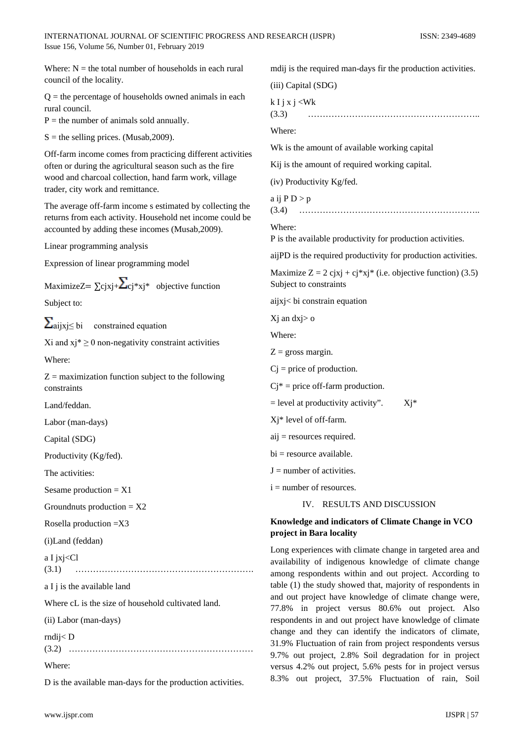Where: N = the total number of households in each rural council of the locality.

Q = the percentage of households owned animals in each rural council.

P = the number of animals sold annually.

S = the selling prices. (Musab,2009).

Off-farm income comes from practicing different activities often or during the agricultural season such as the fire wood and charcoal collection, hand farm work, village trader, city work and remittance.

The average off-farm income s estimated by collecting the returns from each activity. Household net income could be accounted by adding these incomes (Musab,2009).

Linear programming analysis

Expression of linear programming model

MaximizeZ= $\sum c_j x_j + \sum c_j^* x_j^*$ objective function

Subject to:

$\sum a_{ij} x_j \leq b_i$ constrained equation

$X_i$ and $x_j^* \geq 0$ non-negativity constraint activities

Where:

Z = maximization function subject to the following constraints

Land/feddan.

Labor (man-days)

Capital (SDG)

Productivity (Kg/fed).

The activities:

Sesame production = X1

Groundnuts production = X2

Rosella production =X3

(i)Land (feddan)

a I jxj<Cl
(3.1) ……………………………………………………….

a I j is the available land

Where cL is the size of household cultivated land.

(ii) Labor (man-days)

rndij< D
(3.2) ………………………………………………………

Where:

D is the available man-days for the production activities.

mdij is the required man-days fir the production activities.

(iii) Capital (SDG)

k I j x j <Wk
(3.3) …………………………………………………..

Where:

Wk is the amount of available working capital

Kij is the amount of required working capital.

(iv) Productivity Kg/fed.

a ij P D > p
(3.4) ……………………………………………………..

Where:
P is the available productivity for production activities.

aijPD is the required productivity for production activities.

Maximize Z = 2 cjxj + cj*xj* (i.e. objective function) (3.5)
Subject to constraints

aijxj< bi constrain equation

Xj an dxj> o

Where:

Z = gross margin.

Cj = price of production.

Cj* = price off-farm production.

= level at productivity activity". Xj*

Xj* level of off-farm.

aij = resources required.

bi = resource available.

J = number of activities.

i = number of resources.

## IV. RESULTS AND DISCUSSION

**Knowledge and indicators of Climate Change in VCO project in Bara locality**

Long experiences with climate change in targeted area and availability of indigenous knowledge of climate change among respondents within and out project. According to table (1) the study showed that, majority of respondents in and out project have knowledge of climate change were, 77.8% in project versus 80.6% out project. Also respondents in and out project have knowledge of climate change and they can identify the indicators of climate, 31.9% Fluctuation of rain from project respondents versus 9.7% out project, 2.8% Soil degradation for in project versus 4.2% out project, 5.6% pests for in project versus 8.3% out project, 37.5% Fluctuation of rain, Soil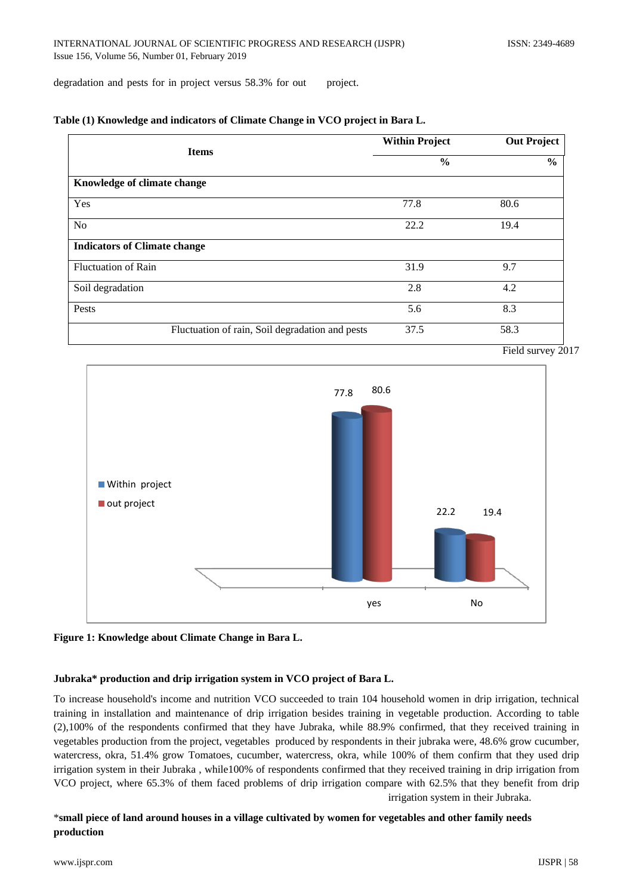degradation and pests for in project versus 58.3% for out project.

**Table (1) Knowledge and indicators of Climate Change in VCO project in Bara L.**

| Items | Within Project | Out Project |
|---|---|---|
| | % | % |
| **Knowledge of climate change** | | |
| Yes | 77.8 | 80.6 |
| No | 22.2 | 19.4 |
| **Indicators of Climate change** | | |
| Fluctuation of Rain | 31.9 | 9.7 |
| Soil degradation | 2.8 | 4.2 |
| Pests | 5.6 | 8.3 |
| Fluctuation of rain, Soil degradation and pests | 37.5 | 58.3 |

Field survey 2017

**Figure 1: Knowledge about Climate Change in Bara L.**

**Jubraka\* production and drip irrigation system in VCO project of Bara L.**

To increase household's income and nutrition VCO succeeded to train 104 household women in drip irrigation, technical training in installation and maintenance of drip irrigation besides training in vegetable production. According to table (2),100% of the respondents confirmed that they have Jubraka, while 88.9% confirmed, that they received training in vegetables production from the project, vegetables produced by respondents in their jubraka were, 48.6% grow cucumber, watercress, okra, 51.4% grow Tomatoes, cucumber, watercress, okra, while 100% of them confirm that they used drip irrigation system in their Jubraka , while100% of respondents confirmed that they received training in drip irrigation from VCO project, where 65.3% of them faced problems of drip irrigation compare with 62.5% that they benefit from drip irrigation system in their Jubraka.

\***small piece of land around houses in a village cultivated by women for vegetables and other family needs production**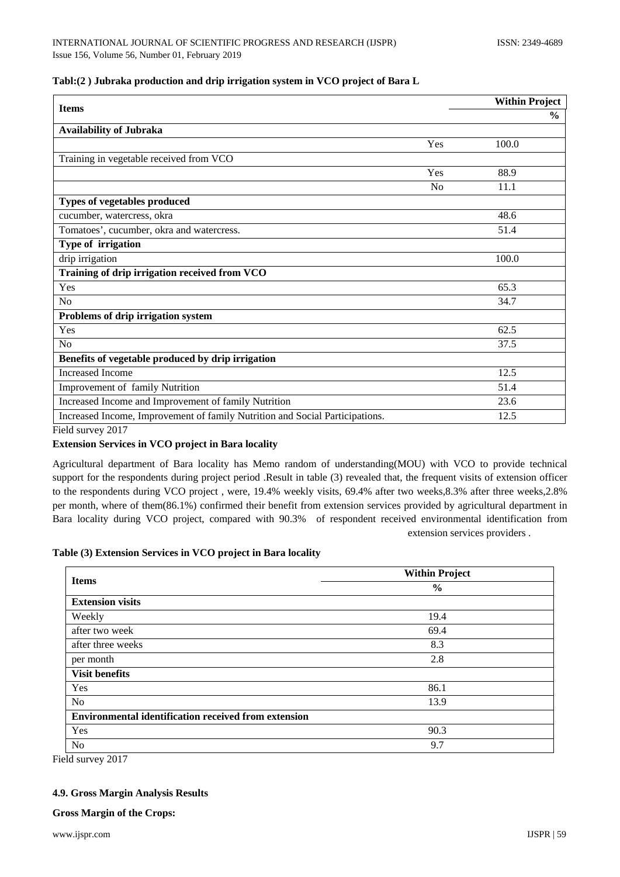**Tabl:(2 ) Jubraka production and drip irrigation system in VCO project of Bara L**

| Items | | Within Project |
|---|---|---|
| | | % |
| **Availability of Jubraka** | | |
| | Yes | 100.0 |
| Training in vegetable received from VCO | | |
| | Yes | 88.9 |
| | No | 11.1 |
| **Types of vegetables produced** | | |
| cucumber, watercress, okra | | 48.6 |
| Tomatoes', cucumber, okra and watercress. | | 51.4 |
| **Type of irrigation** | | |
| drip irrigation | | 100.0 |
| **Training of drip irrigation received from VCO** | | |
| Yes | | 65.3 |
| No | | 34.7 |
| **Problems of drip irrigation system** | | |
| Yes | | 62.5 |
| No | | 37.5 |
| **Benefits of vegetable produced by drip irrigation** | | |
| Increased Income | | 12.5 |
| Improvement of family Nutrition | | 51.4 |
| Increased Income and Improvement of family Nutrition | | 23.6 |
| Increased Income, Improvement of family Nutrition and Social Participations. | | 12.5 |

Field survey 2017

**Extension Services in VCO project in Bara locality**

Agricultural department of Bara locality has Memo random of understanding(MOU) with VCO to provide technical support for the respondents during project period .Result in table (3) revealed that, the frequent visits of extension officer to the respondents during VCO project , were, 19.4% weekly visits, 69.4% after two weeks,8.3% after three weeks,2.8% per month, where of them(86.1%) confirmed their benefit from extension services provided by agricultural department in Bara locality during VCO project, compared with 90.3% of respondent received environmental identification from extension services providers .

**Table (3) Extension Services in VCO project in Bara locality**

| Items | Within Project |
|---|---|
| | % |
| **Extension visits** | |
| Weekly | 19.4 |
| after two week | 69.4 |
| after three weeks | 8.3 |
| per month | 2.8 |
| **Visit benefits** | |
| Yes | 86.1 |
| No | 13.9 |
| **Environmental identification received from extension** | |
| Yes | 90.3 |
| No | 9.7 |

Field survey 2017

#### 4.9. Gross Margin Analysis Results

**Gross Margin of the Crops:**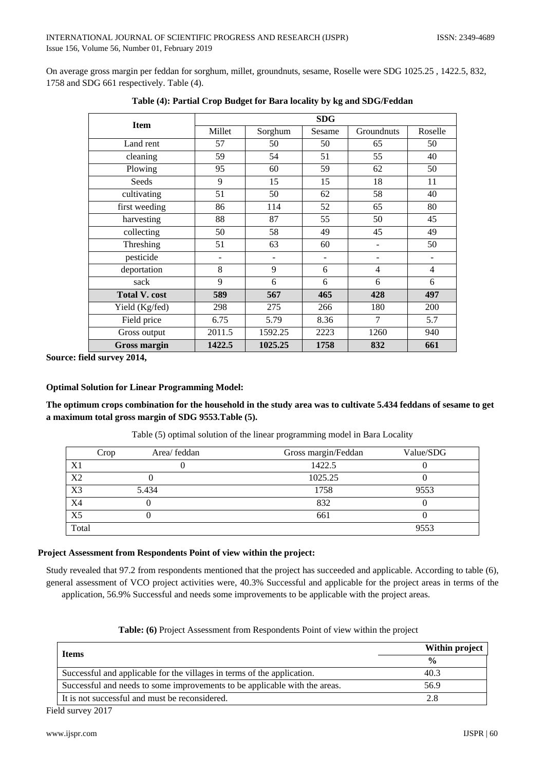On average gross margin per feddan for sorghum, millet, groundnuts, sesame, Roselle were SDG 1025.25 , 1422.5, 832, 1758 and SDG 661 respectively. Table (4).

**Table (4): Partial Crop Budget for Bara locality by kg and SDG/Feddan**

| Item | SDG | | | | |
|---|---|---|---|---|---|
| | Millet | Sorghum | Sesame | Groundnuts | Roselle |
| Land rent | 57 | 50 | 50 | 65 | 50 |
| cleaning | 59 | 54 | 51 | 55 | 40 |
| Plowing | 95 | 60 | 59 | 62 | 50 |
| Seeds | 9 | 15 | 15 | 18 | 11 |
| cultivating | 51 | 50 | 62 | 58 | 40 |
| first weeding | 86 | 114 | 52 | 65 | 80 |
| harvesting | 88 | 87 | 55 | 50 | 45 |
| collecting | 50 | 58 | 49 | 45 | 49 |
| Threshing | 51 | 63 | 60 | - | 50 |
| pesticide | - | - | - | - | - |
| deportation | 8 | 9 | 6 | 4 | 4 |
| sack | 9 | 6 | 6 | 6 | 6 |
| **Total V. cost** | **589** | **567** | **465** | **428** | **497** |
| Yield (Kg/fed) | 298 | 275 | 266 | 180 | 200 |
| Field price | 6.75 | 5.79 | 8.36 | 7 | 5.7 |
| Gross output | 2011.5 | 1592.25 | 2223 | 1260 | 940 |
| **Gross margin** | **1422.5** | **1025.25** | **1758** | **832** | **661** |

**Source: field survey 2014,**

**Optimal Solution for Linear Programming Model:**

**The optimum crops combination for the household in the study area was to cultivate 5.434 feddans of sesame to get a maximum total gross margin of SDG 9553.Table (5).**

Table (5) optimal solution of the linear programming model in Bara Locality

| Crop | Area/ feddan | Gross margin/Feddan | Value/SDG |
|---|---|---|---|
| X1 | 0 | 1422.5 | 0 |
| X2 | 0 | 1025.25 | 0 |
| X3 | 5.434 | 1758 | 9553 |
| X4 | 0 | 832 | 0 |
| X5 | 0 | 661 | 0 |
| Total | | | 9553 |

**Project Assessment from Respondents Point of view within the project:**

Study revealed that 97.2 from respondents mentioned that the project has succeeded and applicable. According to table (6), general assessment of VCO project activities were, 40.3% Successful and applicable for the project areas in terms of the application, 56.9% Successful and needs some improvements to be applicable with the project areas.

**Table: (6)** Project Assessment from Respondents Point of view within the project

| Items | Within project |
|---|---|
| | **%** |
| Successful and applicable for the villages in terms of the application. | 40.3 |
| Successful and needs to some improvements to be applicable with the areas. | 56.9 |
| It is not successful and must be reconsidered. | 2.8 |

Field survey 2017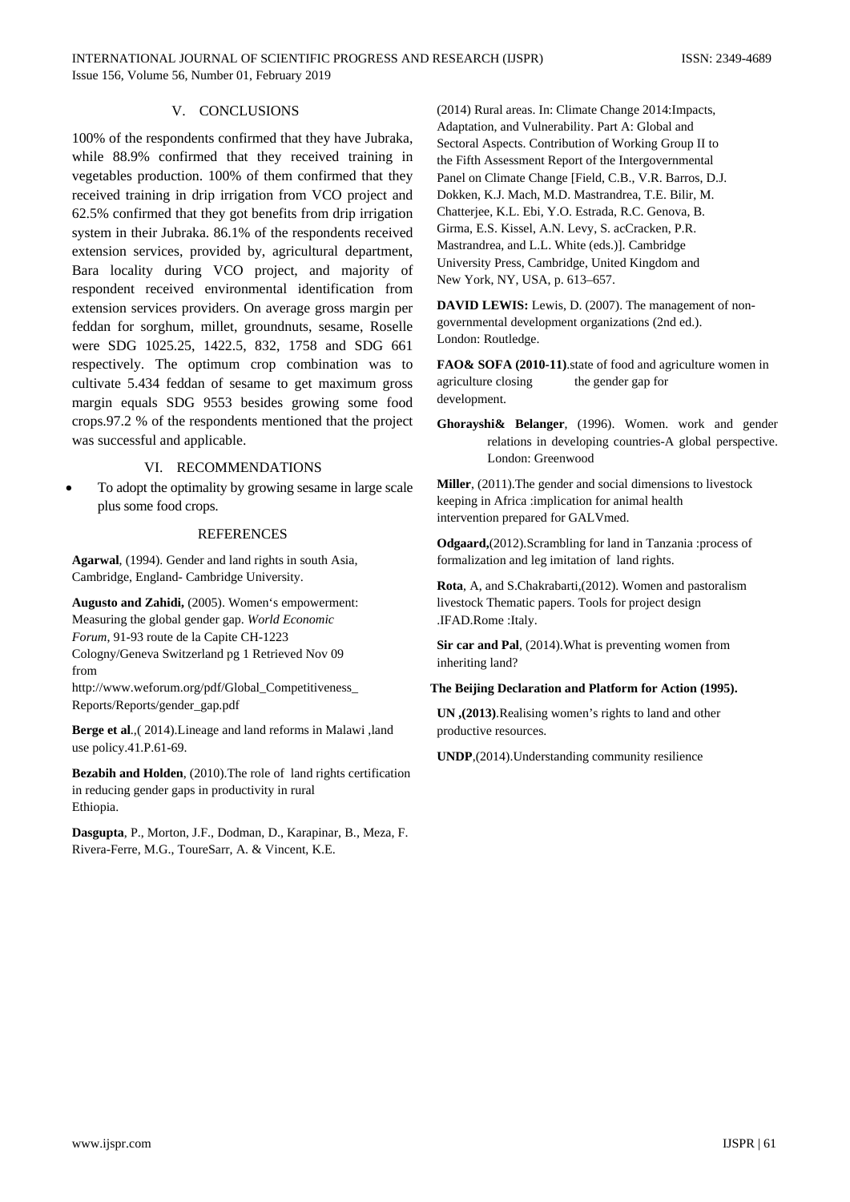## V. CONCLUSIONS

100% of the respondents confirmed that they have Jubraka, while 88.9% confirmed that they received training in vegetables production. 100% of them confirmed that they received training in drip irrigation from VCO project and 62.5% confirmed that they got benefits from drip irrigation system in their Jubraka. 86.1% of the respondents received extension services, provided by, agricultural department, Bara locality during VCO project, and majority of respondent received environmental identification from extension services providers. On average gross margin per feddan for sorghum, millet, groundnuts, sesame, Roselle were SDG 1025.25, 1422.5, 832, 1758 and SDG 661 respectively. The optimum crop combination was to cultivate 5.434 feddan of sesame to get maximum gross margin equals SDG 9553 besides growing some food crops.97.2 % of the respondents mentioned that the project was successful and applicable.

## VI. RECOMMENDATIONS

- To adopt the optimality by growing sesame in large scale plus some food crops.

## REFERENCES

**Agarwal**, (1994). Gender and land rights in south Asia, Cambridge, England- Cambridge University.

**Augusto and Zahidi,** (2005). Women's empowerment: Measuring the global gender gap. *World Economic Forum*, 91-93 route de la Capite CH-1223 Cologny/Geneva Switzerland pg 1 Retrieved Nov 09 from http://www.weforum.org/pdf/Global_Competitiveness_Reports/Reports/gender_gap.pdf

**Berge et al**.,( 2014).Lineage and land reforms in Malawi ,land use policy.41.P.61-69.

**Bezabih and Holden**, (2010).The role of land rights certification in reducing gender gaps in productivity in rural Ethiopia.

**Dasgupta**, P., Morton, J.F., Dodman, D., Karapinar, B., Meza, F. Rivera-Ferre, M.G., ToureSarr, A. & Vincent, K.E. (2014) Rural areas. In: Climate Change 2014:Impacts, Adaptation, and Vulnerability. Part A: Global and Sectoral Aspects. Contribution of Working Group II to the Fifth Assessment Report of the Intergovernmental Panel on Climate Change [Field, C.B., V.R. Barros, D.J. Dokken, K.J. Mach, M.D. Mastrandrea, T.E. Bilir, M. Chatterjee, K.L. Ebi, Y.O. Estrada, R.C. Genova, B. Girma, E.S. Kissel, A.N. Levy, S. acCracken, P.R. Mastrandrea, and L.L. White (eds.)]. Cambridge University Press, Cambridge, United Kingdom and New York, NY, USA, p. 613–657.

**DAVID LEWIS:** Lewis, D. (2007). The management of non-governmental development organizations (2nd ed.). London: Routledge.

**FAO& SOFA (2010-11)**.state of food and agriculture women in agriculture closing the gender gap for development.

**Ghorayshi& Belanger**, (1996). Women. work and gender relations in developing countries-A global perspective. London: Greenwood

**Miller**, (2011).The gender and social dimensions to livestock keeping in Africa :implication for animal health intervention prepared for GALVmed.

**Odgaard,**(2012).Scrambling for land in Tanzania :process of formalization and leg imitation of land rights.

**Rota**, A, and S.Chakrabarti,(2012). Women and pastoralism livestock Thematic papers. Tools for project design .IFAD.Rome :Italy.

**Sir car and Pal**, (2014).What is preventing women from inheriting land?

**The Beijing Declaration and Platform for Action (1995).**

**UN ,(2013)**.Realising women's rights to land and other productive resources.

**UNDP**,(2014).Understanding community resilience